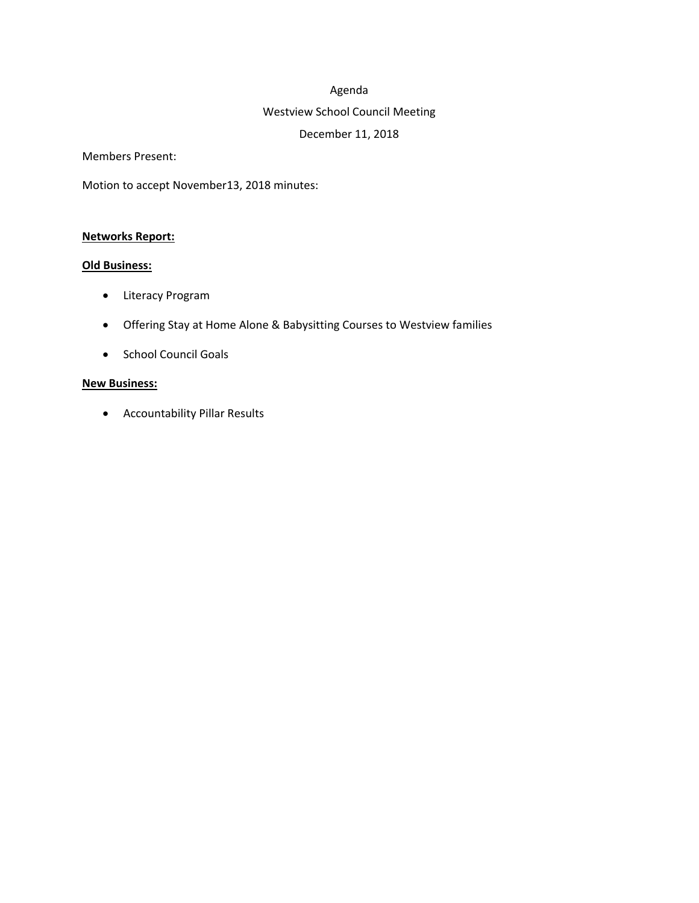Agenda

Westview School Council Meeting

December 11, 2018

Members Present:

Motion to accept November13, 2018 minutes:

**Networks Report:**

**Old Business:**

- Literacy Program
- Offering Stay at Home Alone & Babysitting Courses to Westview families
- School Council Goals

**New Business:**

- Accountability Pillar Results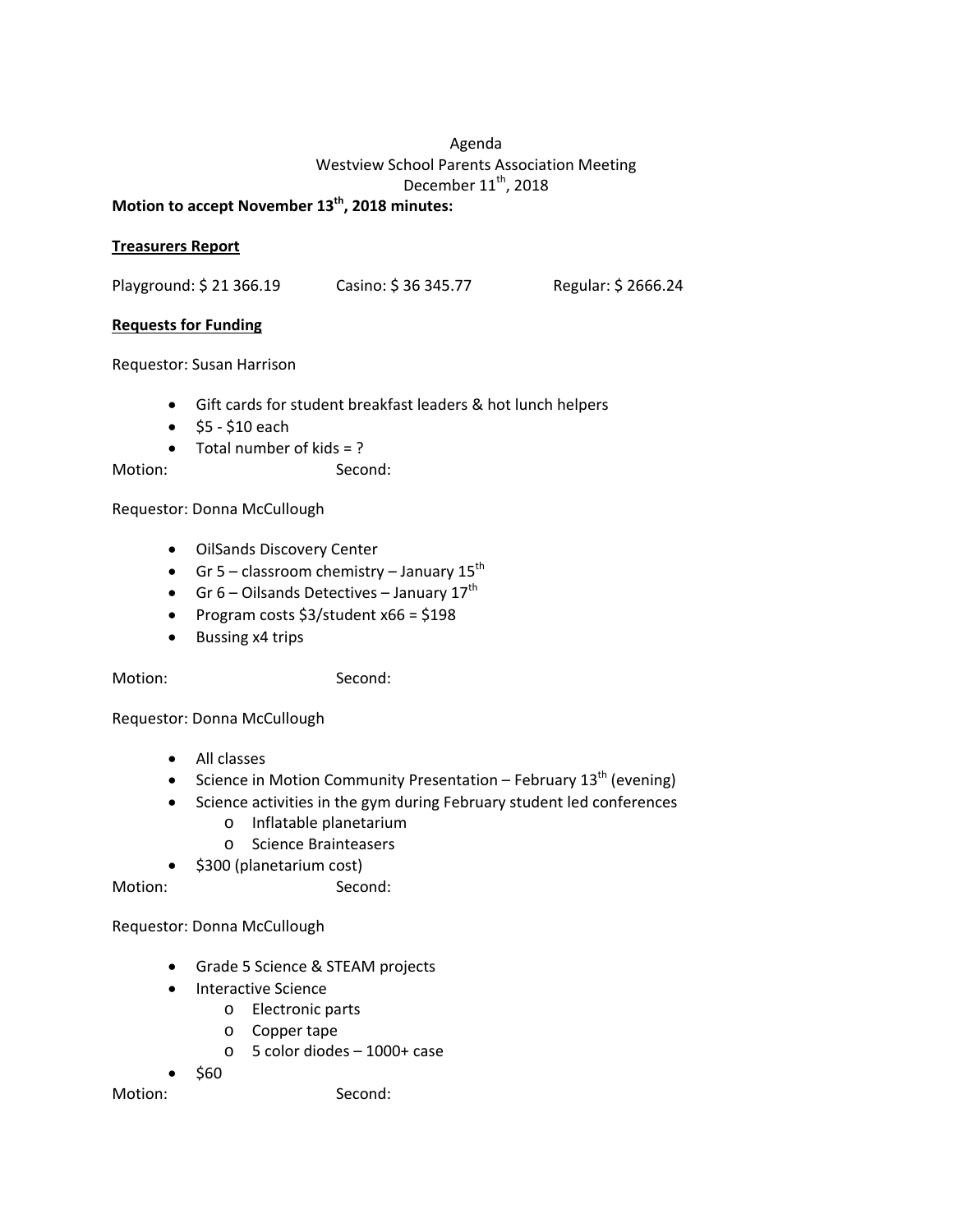Agenda
Westview School Parents Association Meeting
December 11th, 2018

**Motion to accept November 13th, 2018 minutes:**

**Treasurers Report**

Playground: $ 21 366.19    Casino: $ 36 345.77    Regular: $ 2666.24

**Requests for Funding**

Requestor: Susan Harrison

- Gift cards for student breakfast leaders & hot lunch helpers
- $5 - $10 each
- Total number of kids = ?

Motion:    Second:

Requestor: Donna McCullough

- OilSands Discovery Center
- Gr 5 – classroom chemistry – January 15th
- Gr 6 – Oilsands Detectives – January 17th
- Program costs $3/student x66 = $198
- Bussing x4 trips

Motion:    Second:

Requestor: Donna McCullough

- All classes
- Science in Motion Community Presentation – February 13th (evening)
- Science activities in the gym during February student led conferences
  - Inflatable planetarium
  - Science Brainteasers
- $300 (planetarium cost)

Motion:    Second:

Requestor: Donna McCullough

- Grade 5 Science & STEAM projects
- Interactive Science
  - Electronic parts
  - Copper tape
  - 5 color diodes – 1000+ case
- $60

Motion:    Second: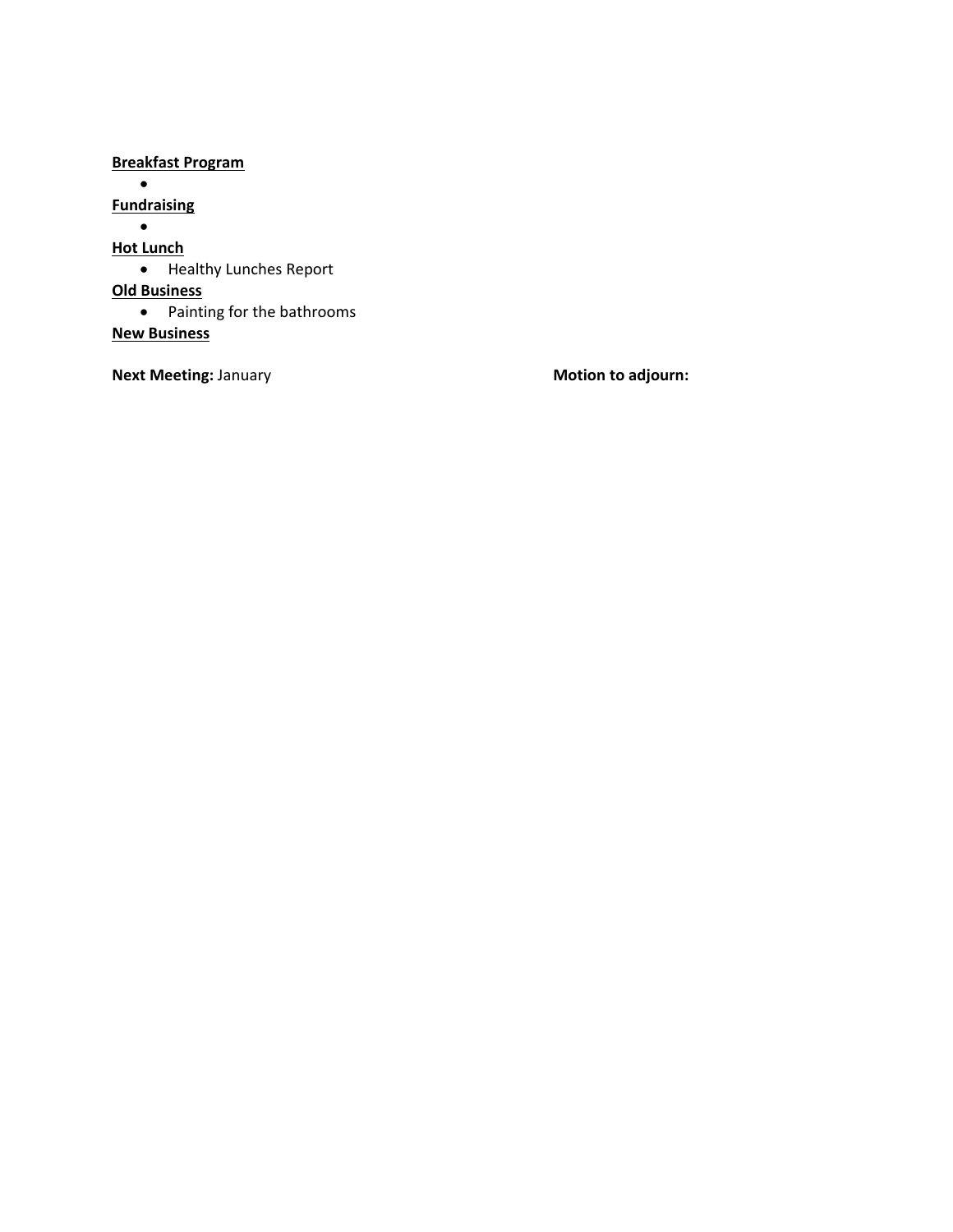**Breakfast Program**

- 

**Fundraising**

- 

**Hot Lunch**

- Healthy Lunches Report

**Old Business**

- Painting for the bathrooms

**New Business**

**Next Meeting:** January

**Motion to adjourn:**